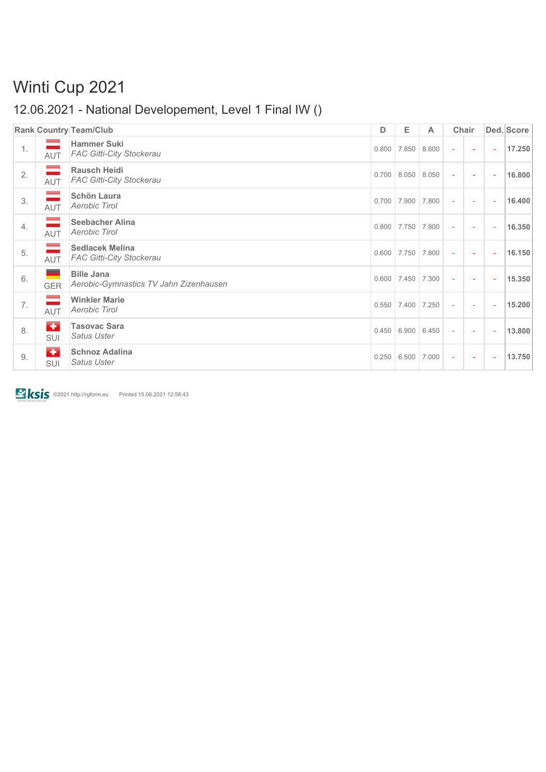# Winti Cup 2021

## 12.06.2021 - National Developement, Level 1 Final IW ()

| Rank | Country | Team/Club | D | E | A | Chair | | Ded. | Score |
|---|---|---|---|---|---|---|---|---|---|
| 1. | AUT | **Hammer Suki** *FAC Gitti-City Stockerau* | 0.800 | 7.850 | 8.600 | - | - | - | **17.250** |
| 2. | AUT | **Rausch Heidi** *FAC Gitti-City Stockerau* | 0.700 | 8.050 | 8.050 | - | - | - | **16.800** |
| 3. | AUT | **Schön Laura** *Aerobic Tirol* | 0.700 | 7.900 | 7.800 | - | - | - | **16.400** |
| 4. | AUT | **Seebacher Alina** *Aerobic Tirol* | 0.800 | 7.750 | 7.800 | - | - | - | **16.350** |
| 5. | AUT | **Sedlacek Melina** *FAC Gitti-City Stockerau* | 0.600 | 7.750 | 7.800 | - | - | - | **16.150** |
| 6. | GER | **Bille Jana** *Aerobic-Gymnastics TV Jahn Zizenhausen* | 0.600 | 7.450 | 7.300 | - | - | - | **15.350** |
| 7. | AUT | **Winkler Marie** *Aerobic Tirol* | 0.550 | 7.400 | 7.250 | - | - | - | **15.200** |
| 8. | SUI | **Tasovac Sara** *Satus Uster* | 0.450 | 6.900 | 6.450 | - | - | - | **13.800** |
| 9. | SUI | **Schnoz Adalina** *Satus Uster* | 0.250 | 6.500 | 7.000 | - | - | - | **13.750** |

ksis ©2021 http://rgform.eu Printed 15.06.2021 12:58:43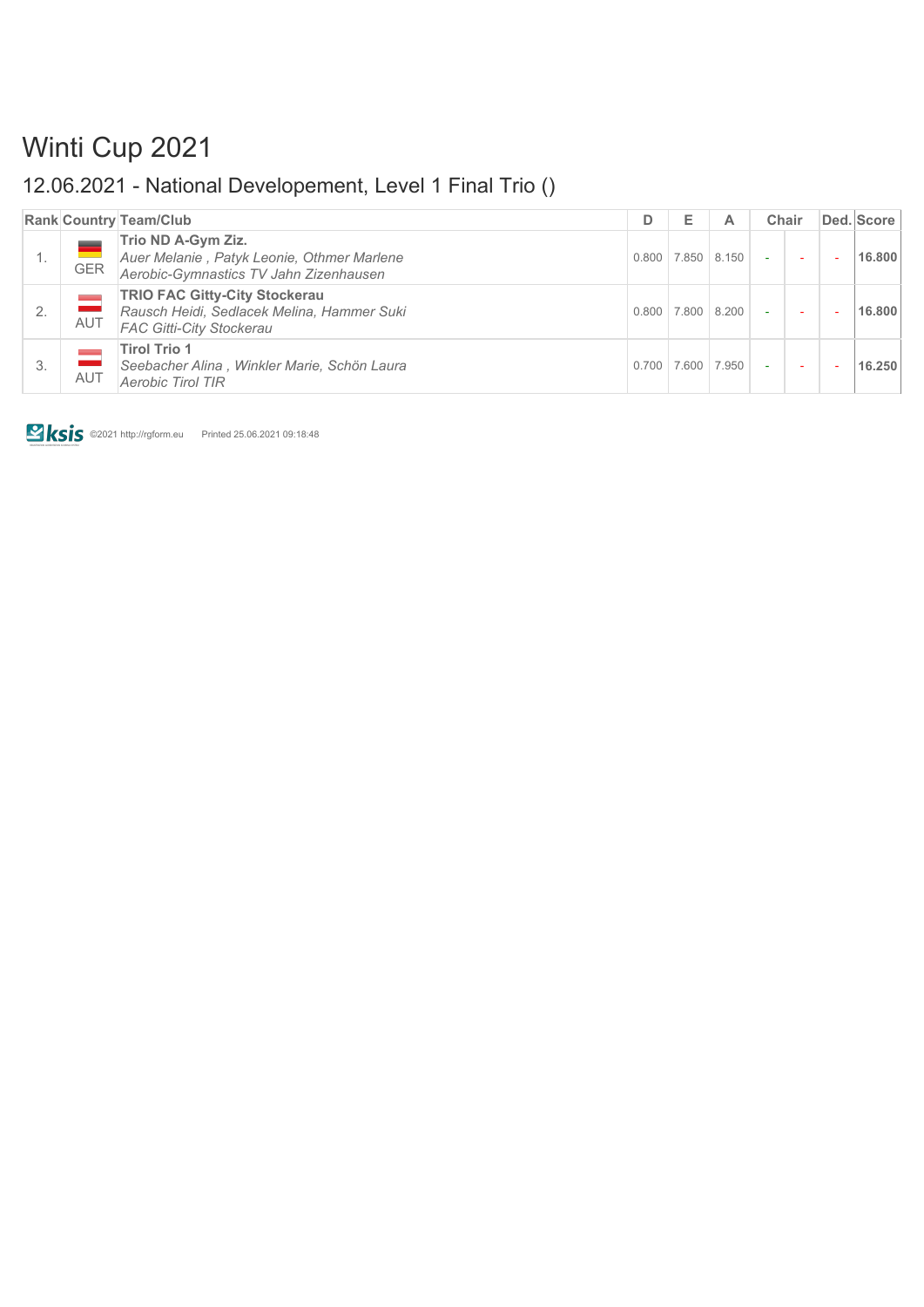# Winti Cup 2021

## 12.06.2021 - National Developement, Level 1 Final Trio ()

| Rank | Country | Team/Club | D | E | A | Chair | | Ded. | Score |
|---|---|---|---|---|---|---|---|---|---|
| 1. | GER | **Trio ND A-Gym Ziz.**<br>*Auer Melanie , Patyk Leonie, Othmer Marlene*<br>*Aerobic-Gymnastics TV Jahn Zizenhausen* | 0.800 | 7.850 | 8.150 | - | - | - | **16.800** |
| 2. | AUT | **TRIO FAC Gitty-City Stockerau**<br>*Rausch Heidi, Sedlacek Melina, Hammer Suki*<br>*FAC Gitti-City Stockerau* | 0.800 | 7.800 | 8.200 | - | - | - | **16.800** |
| 3. | AUT | **Tirol Trio 1**<br>*Seebacher Alina , Winkler Marie, Schön Laura*<br>*Aerobic Tirol TIR* | 0.700 | 7.600 | 7.950 | - | - | - | **16.250** |

ksis ©2021 http://rgform.eu Printed 25.06.2021 09:18:48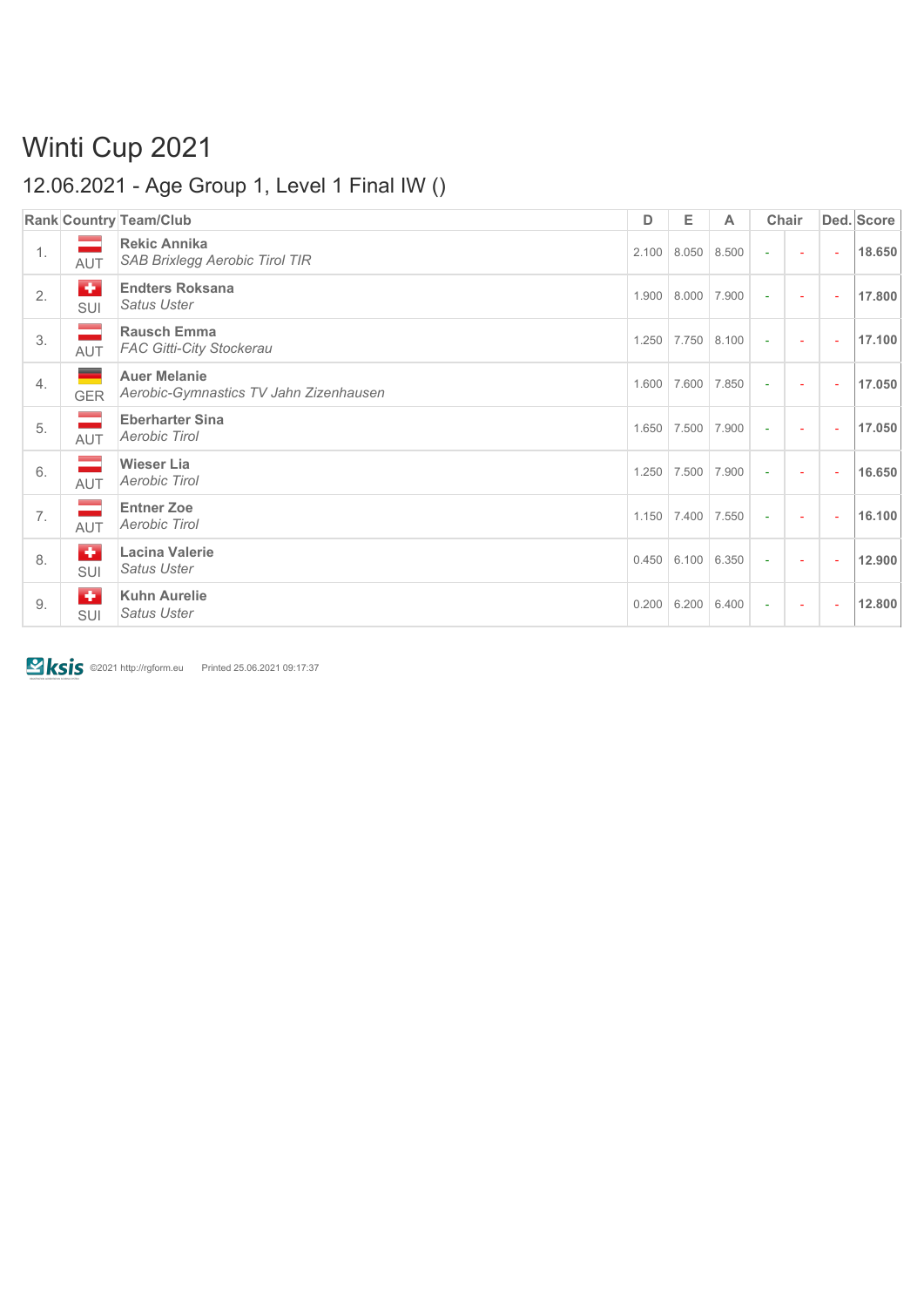# Winti Cup 2021

## 12.06.2021 - Age Group 1, Level 1 Final IW ()

| Rank | Country | Team/Club | D | E | A | Chair | | | Ded. | Score |
|---|---|---|---|---|---|---|---|---|---|---|
| 1. | AUT | **Rekic Annika** *SAB Brixlegg Aerobic Tirol TIR* | 2.100 | 8.050 | 8.500 | - | - | | - | **18.650** |
| 2. | SUI | **Endters Roksana** *Satus Uster* | 1.900 | 8.000 | 7.900 | - | - | | - | **17.800** |
| 3. | AUT | **Rausch Emma** *FAC Gitti-City Stockerau* | 1.250 | 7.750 | 8.100 | - | - | | - | **17.100** |
| 4. | GER | **Auer Melanie** *Aerobic-Gymnastics TV Jahn Zizenhausen* | 1.600 | 7.600 | 7.850 | - | - | | - | **17.050** |
| 5. | AUT | **Eberharter Sina** *Aerobic Tirol* | 1.650 | 7.500 | 7.900 | - | - | | - | **17.050** |
| 6. | AUT | **Wieser Lia** *Aerobic Tirol* | 1.250 | 7.500 | 7.900 | - | - | | - | **16.650** |
| 7. | AUT | **Entner Zoe** *Aerobic Tirol* | 1.150 | 7.400 | 7.550 | - | - | | - | **16.100** |
| 8. | SUI | **Lacina Valerie** *Satus Uster* | 0.450 | 6.100 | 6.350 | - | - | | - | **12.900** |
| 9. | SUI | **Kuhn Aurelie** *Satus Uster* | 0.200 | 6.200 | 6.400 | - | - | | - | **12.800** |

ksis ©2021 http://rgform.eu Printed 25.06.2021 09:17:37